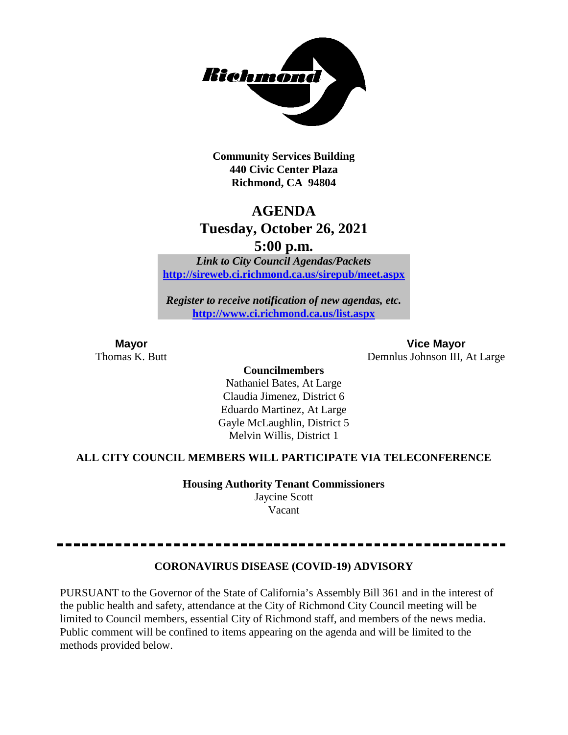**Community Services Building**
**440 Civic Center Plaza**
**Richmond, CA 94804**

# AGENDA
## Tuesday, October 26, 2021
## 5:00 p.m.

***Link to City Council Agendas/Packets***
**http://sireweb.ci.richmond.ca.us/sirepub/meet.aspx**

***Register to receive notification of new agendas, etc.***
**http://www.ci.richmond.ca.us/list.aspx**

**Mayor**
Thomas K. Butt

**Vice Mayor**
Demnlus Johnson III, At Large

**Councilmembers**
Nathaniel Bates, At Large
Claudia Jimenez, District 6
Eduardo Martinez, At Large
Gayle McLaughlin, District 5
Melvin Willis, District 1

**ALL CITY COUNCIL MEMBERS WILL PARTICIPATE VIA TELECONFERENCE**

**Housing Authority Tenant Commissioners**
Jaycine Scott
Vacant

---

**CORONAVIRUS DISEASE (COVID-19) ADVISORY**

PURSUANT to the Governor of the State of California's Assembly Bill 361 and in the interest of the public health and safety, attendance at the City of Richmond City Council meeting will be limited to Council members, essential City of Richmond staff, and members of the news media. Public comment will be confined to items appearing on the agenda and will be limited to the methods provided below.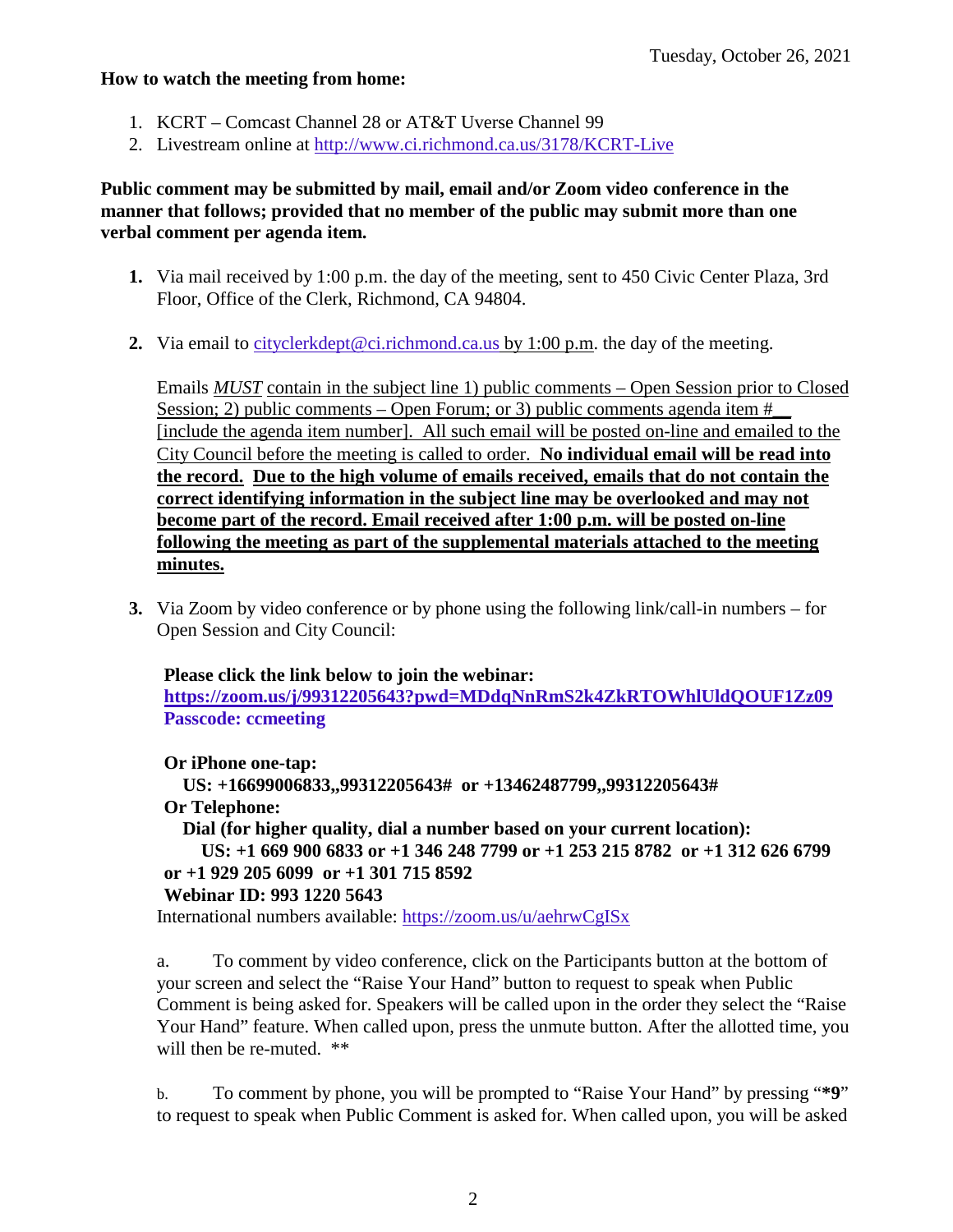Tuesday, October 26, 2021

**How to watch the meeting from home:**

1. KCRT – Comcast Channel 28 or AT&T Uverse Channel 99
2. Livestream online at http://www.ci.richmond.ca.us/3178/KCRT-Live

**Public comment may be submitted by mail, email and/or Zoom video conference in the manner that follows; provided that no member of the public may submit more than one verbal comment per agenda item.**

1. Via mail received by 1:00 p.m. the day of the meeting, sent to 450 Civic Center Plaza, 3rd Floor, Office of the Clerk, Richmond, CA 94804.

2. Via email to cityclerkdept@ci.richmond.ca.us by 1:00 p.m. the day of the meeting.

   Emails *MUST* contain in the subject line 1) public comments – Open Session prior to Closed Session; 2) public comments – Open Forum; or 3) public comments agenda item #__ [include the agenda item number]. All such email will be posted on-line and emailed to the City Council before the meeting is called to order. **No individual email will be read into the record. Due to the high volume of emails received, emails that do not contain the correct identifying information in the subject line may be overlooked and may not become part of the record. Email received after 1:00 p.m. will be posted on-line following the meeting as part of the supplemental materials attached to the meeting minutes.**

3. Via Zoom by video conference or by phone using the following link/call-in numbers – for Open Session and City Council:

   **Please click the link below to join the webinar:**
   **https://zoom.us/j/99312205643?pwd=MDdqNnRmS2k4ZkRTOWhlUldQOUF1Zz09**
   **Passcode: ccmeeting**

   **Or iPhone one-tap:**
   **US: +16699006833,,99312205643# or +13462487799,,99312205643#**
   **Or Telephone:**
   **Dial (for higher quality, dial a number based on your current location):**
   **US: +1 669 900 6833 or +1 346 248 7799 or +1 253 215 8782 or +1 312 626 6799 or +1 929 205 6099 or +1 301 715 8592**
   **Webinar ID: 993 1220 5643**
   International numbers available: https://zoom.us/u/aehrwCgISx

   a. To comment by video conference, click on the Participants button at the bottom of your screen and select the "Raise Your Hand" button to request to speak when Public Comment is being asked for. Speakers will be called upon in the order they select the "Raise Your Hand" feature. When called upon, press the unmute button. After the allotted time, you will then be re-muted. **

   b. To comment by phone, you will be prompted to "Raise Your Hand" by pressing "**\*9**" to request to speak when Public Comment is asked for. When called upon, you will be asked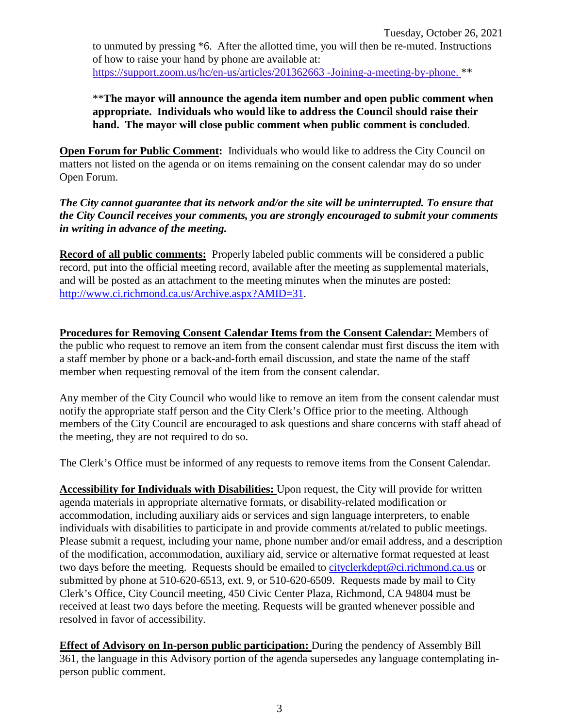to unmuted by pressing *6. After the allotted time, you will then be re-muted. Instructions of how to raise your hand by phone are available at: https://support.zoom.us/hc/en-us/articles/201362663 -Joining-a-meeting-by-phone. **

****The mayor will announce the agenda item number and open public comment when appropriate. Individuals who would like to address the Council should raise their hand. The mayor will close public comment when public comment is concluded**.

**Open Forum for Public Comment:** Individuals who would like to address the City Council on matters not listed on the agenda or on items remaining on the consent calendar may do so under Open Forum.

***The City cannot guarantee that its network and/or the site will be uninterrupted. To ensure that the City Council receives your comments, you are strongly encouraged to submit your comments in writing in advance of the meeting.***

**Record of all public comments:** Properly labeled public comments will be considered a public record, put into the official meeting record, available after the meeting as supplemental materials, and will be posted as an attachment to the meeting minutes when the minutes are posted: http://www.ci.richmond.ca.us/Archive.aspx?AMID=31.

**Procedures for Removing Consent Calendar Items from the Consent Calendar:** Members of the public who request to remove an item from the consent calendar must first discuss the item with a staff member by phone or a back-and-forth email discussion, and state the name of the staff member when requesting removal of the item from the consent calendar.

Any member of the City Council who would like to remove an item from the consent calendar must notify the appropriate staff person and the City Clerk's Office prior to the meeting. Although members of the City Council are encouraged to ask questions and share concerns with staff ahead of the meeting, they are not required to do so.

The Clerk's Office must be informed of any requests to remove items from the Consent Calendar.

**Accessibility for Individuals with Disabilities:** Upon request, the City will provide for written agenda materials in appropriate alternative formats, or disability-related modification or accommodation, including auxiliary aids or services and sign language interpreters, to enable individuals with disabilities to participate in and provide comments at/related to public meetings. Please submit a request, including your name, phone number and/or email address, and a description of the modification, accommodation, auxiliary aid, service or alternative format requested at least two days before the meeting. Requests should be emailed to cityclerkdept@ci.richmond.ca.us or submitted by phone at 510-620-6513, ext. 9, or 510-620-6509. Requests made by mail to City Clerk's Office, City Council meeting, 450 Civic Center Plaza, Richmond, CA 94804 must be received at least two days before the meeting. Requests will be granted whenever possible and resolved in favor of accessibility.

**Effect of Advisory on In-person public participation:** During the pendency of Assembly Bill 361, the language in this Advisory portion of the agenda supersedes any language contemplating in-person public comment.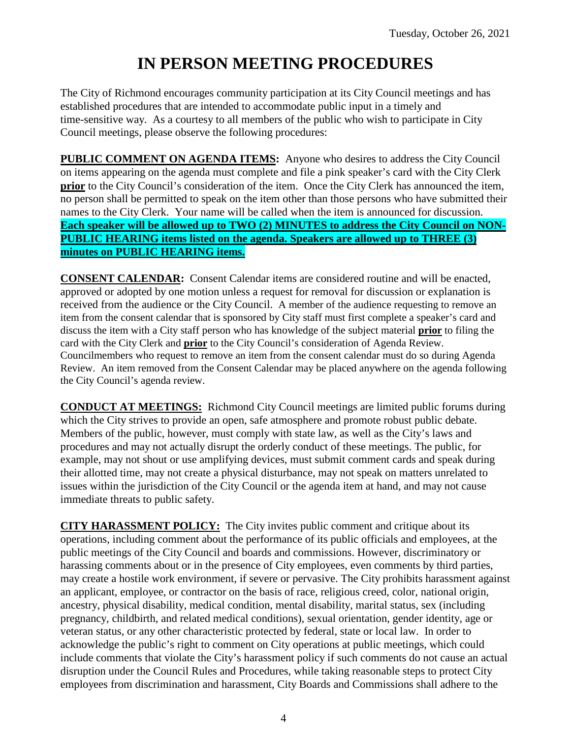Tuesday, October 26, 2021

# IN PERSON MEETING PROCEDURES

The City of Richmond encourages community participation at its City Council meetings and has established procedures that are intended to accommodate public input in a timely and time-sensitive way. As a courtesy to all members of the public who wish to participate in City Council meetings, please observe the following procedures:

**PUBLIC COMMENT ON AGENDA ITEMS:** Anyone who desires to address the City Council on items appearing on the agenda must complete and file a pink speaker's card with the City Clerk **prior** to the City Council's consideration of the item. Once the City Clerk has announced the item, no person shall be permitted to speak on the item other than those persons who have submitted their names to the City Clerk. Your name will be called when the item is announced for discussion. **Each speaker will be allowed up to TWO (2) MINUTES to address the City Council on NON-PUBLIC HEARING items listed on the agenda. Speakers are allowed up to THREE (3) minutes on PUBLIC HEARING items.**

**CONSENT CALENDAR:** Consent Calendar items are considered routine and will be enacted, approved or adopted by one motion unless a request for removal for discussion or explanation is received from the audience or the City Council. A member of the audience requesting to remove an item from the consent calendar that is sponsored by City staff must first complete a speaker's card and discuss the item with a City staff person who has knowledge of the subject material **prior** to filing the card with the City Clerk and **prior** to the City Council's consideration of Agenda Review. Councilmembers who request to remove an item from the consent calendar must do so during Agenda Review. An item removed from the Consent Calendar may be placed anywhere on the agenda following the City Council's agenda review.

**CONDUCT AT MEETINGS:** Richmond City Council meetings are limited public forums during which the City strives to provide an open, safe atmosphere and promote robust public debate. Members of the public, however, must comply with state law, as well as the City's laws and procedures and may not actually disrupt the orderly conduct of these meetings. The public, for example, may not shout or use amplifying devices, must submit comment cards and speak during their allotted time, may not create a physical disturbance, may not speak on matters unrelated to issues within the jurisdiction of the City Council or the agenda item at hand, and may not cause immediate threats to public safety.

**CITY HARASSMENT POLICY:** The City invites public comment and critique about its operations, including comment about the performance of its public officials and employees, at the public meetings of the City Council and boards and commissions. However, discriminatory or harassing comments about or in the presence of City employees, even comments by third parties, may create a hostile work environment, if severe or pervasive. The City prohibits harassment against an applicant, employee, or contractor on the basis of race, religious creed, color, national origin, ancestry, physical disability, medical condition, mental disability, marital status, sex (including pregnancy, childbirth, and related medical conditions), sexual orientation, gender identity, age or veteran status, or any other characteristic protected by federal, state or local law. In order to acknowledge the public's right to comment on City operations at public meetings, which could include comments that violate the City's harassment policy if such comments do not cause an actual disruption under the Council Rules and Procedures, while taking reasonable steps to protect City employees from discrimination and harassment, City Boards and Commissions shall adhere to the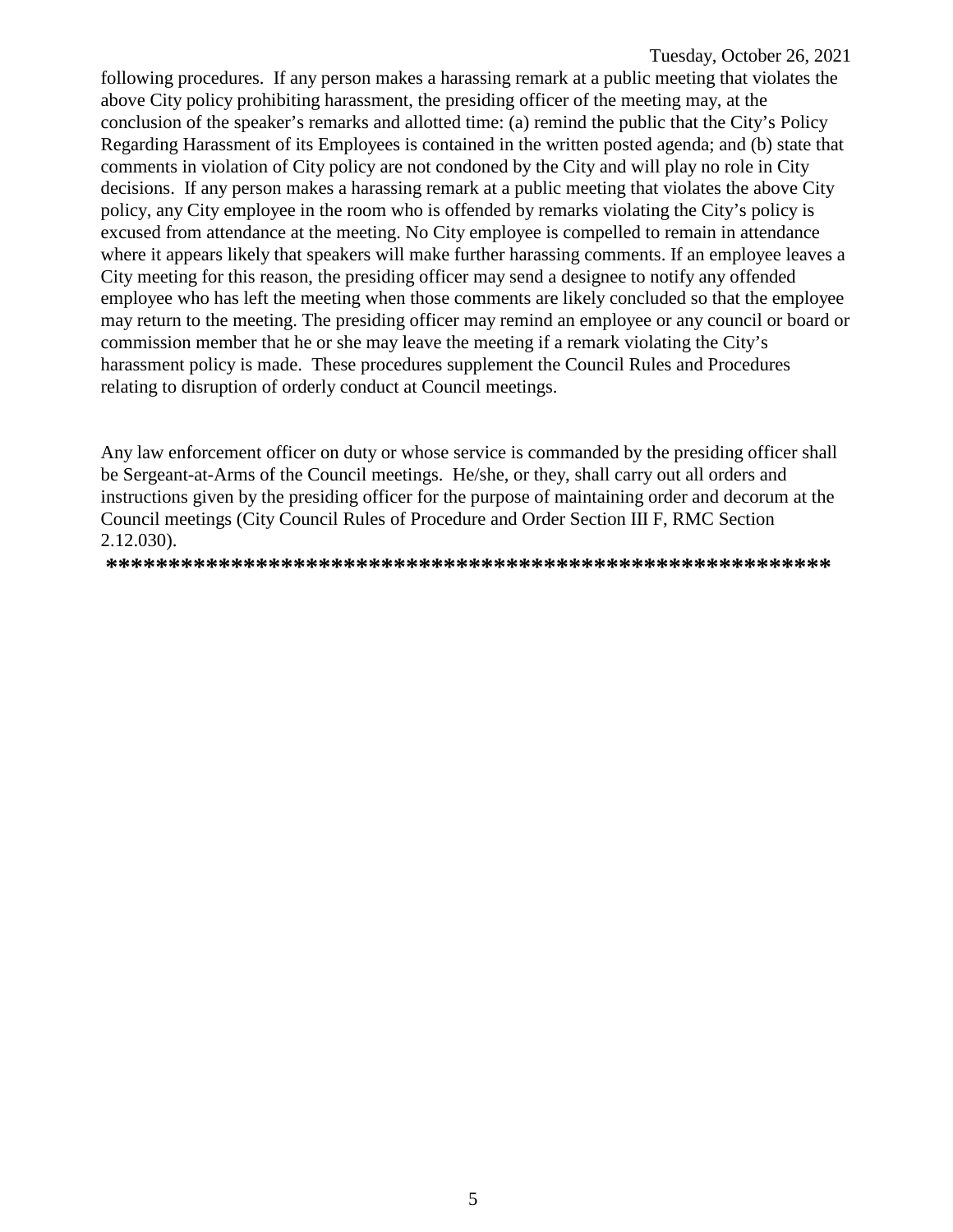following procedures. If any person makes a harassing remark at a public meeting that violates the above City policy prohibiting harassment, the presiding officer of the meeting may, at the conclusion of the speaker's remarks and allotted time: (a) remind the public that the City's Policy Regarding Harassment of its Employees is contained in the written posted agenda; and (b) state that comments in violation of City policy are not condoned by the City and will play no role in City decisions. If any person makes a harassing remark at a public meeting that violates the above City policy, any City employee in the room who is offended by remarks violating the City's policy is excused from attendance at the meeting. No City employee is compelled to remain in attendance where it appears likely that speakers will make further harassing comments. If an employee leaves a City meeting for this reason, the presiding officer may send a designee to notify any offended employee who has left the meeting when those comments are likely concluded so that the employee may return to the meeting. The presiding officer may remind an employee or any council or board or commission member that he or she may leave the meeting if a remark violating the City's harassment policy is made. These procedures supplement the Council Rules and Procedures relating to disruption of orderly conduct at Council meetings.

Any law enforcement officer on duty or whose service is commanded by the presiding officer shall be Sergeant-at-Arms of the Council meetings. He/she, or they, shall carry out all orders and instructions given by the presiding officer for the purpose of maintaining order and decorum at the Council meetings (City Council Rules of Procedure and Order Section III F, RMC Section 2.12.030).

**********************************************************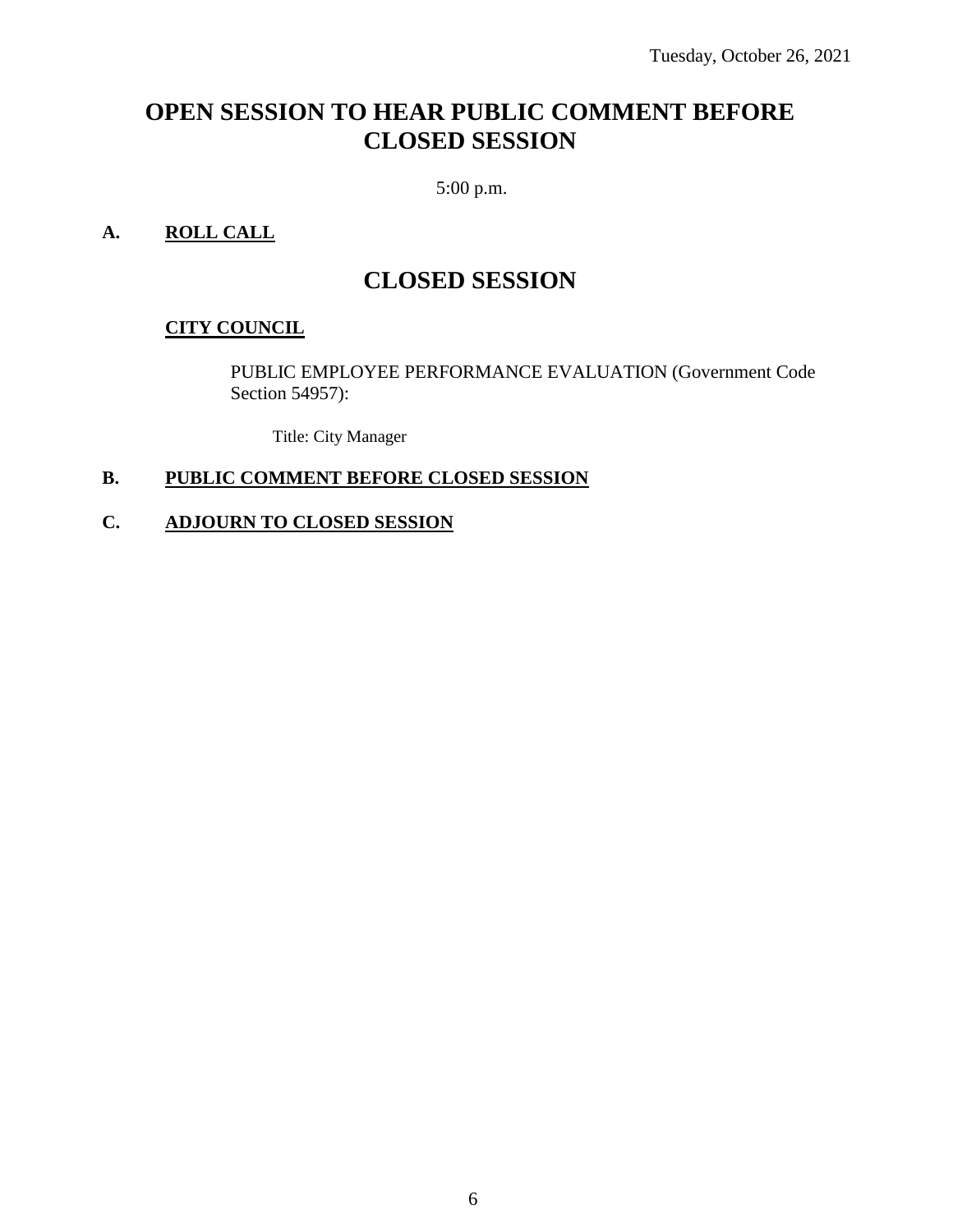Tuesday, October 26, 2021

# OPEN SESSION TO HEAR PUBLIC COMMENT BEFORE CLOSED SESSION

5:00 p.m.

**A. ROLL CALL**

# CLOSED SESSION

**CITY COUNCIL**

PUBLIC EMPLOYEE PERFORMANCE EVALUATION (Government Code Section 54957):

Title: City Manager

**B. PUBLIC COMMENT BEFORE CLOSED SESSION**

**C. ADJOURN TO CLOSED SESSION**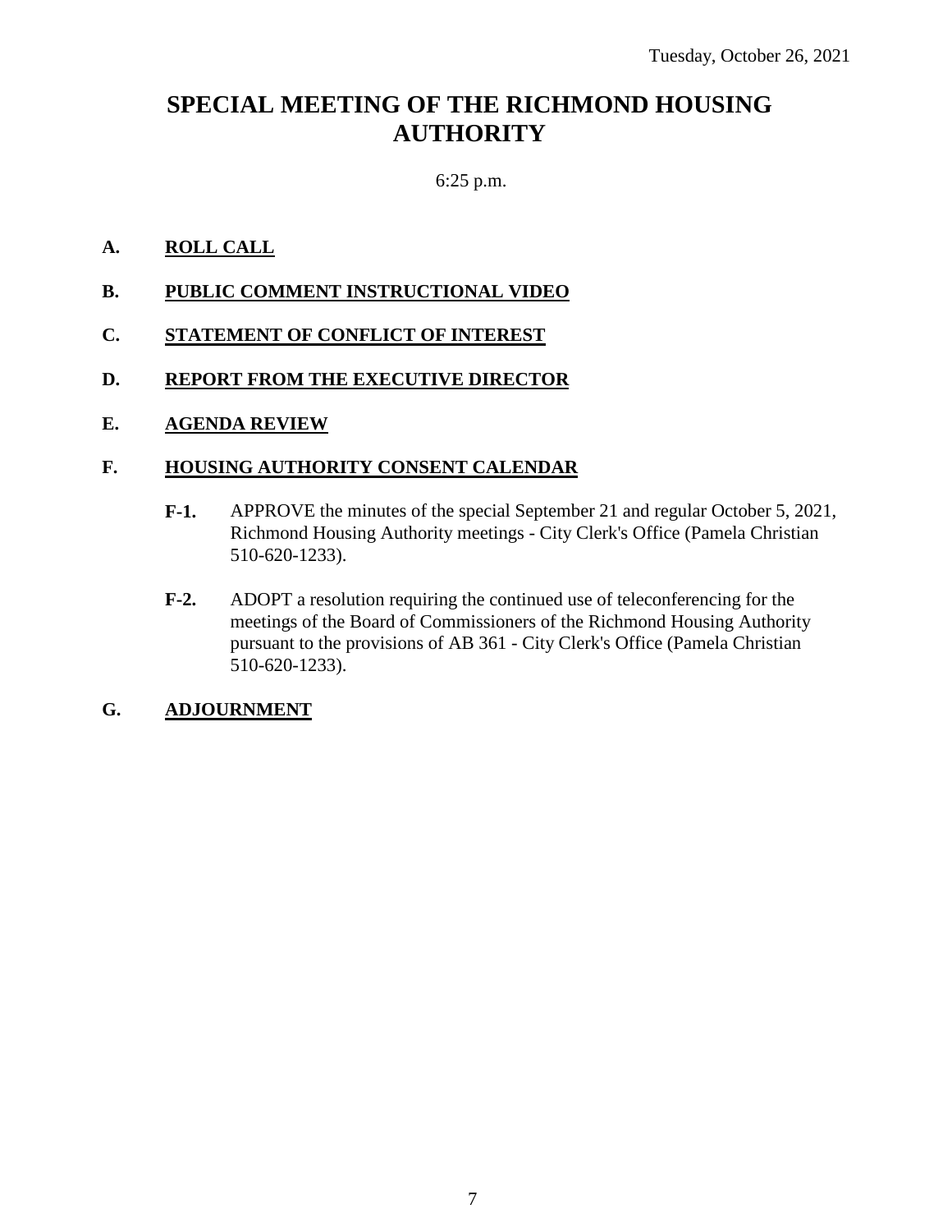Tuesday, October 26, 2021

# SPECIAL MEETING OF THE RICHMOND HOUSING AUTHORITY

6:25 p.m.

**A.** **ROLL CALL**

**B.** **PUBLIC COMMENT INSTRUCTIONAL VIDEO**

**C.** **STATEMENT OF CONFLICT OF INTEREST**

**D.** **REPORT FROM THE EXECUTIVE DIRECTOR**

**E.** **AGENDA REVIEW**

**F.** **HOUSING AUTHORITY CONSENT CALENDAR**

**F-1.** APPROVE the minutes of the special September 21 and regular October 5, 2021, Richmond Housing Authority meetings - City Clerk's Office (Pamela Christian 510-620-1233).

**F-2.** ADOPT a resolution requiring the continued use of teleconferencing for the meetings of the Board of Commissioners of the Richmond Housing Authority pursuant to the provisions of AB 361 - City Clerk's Office (Pamela Christian 510-620-1233).

**G.** **ADJOURNMENT**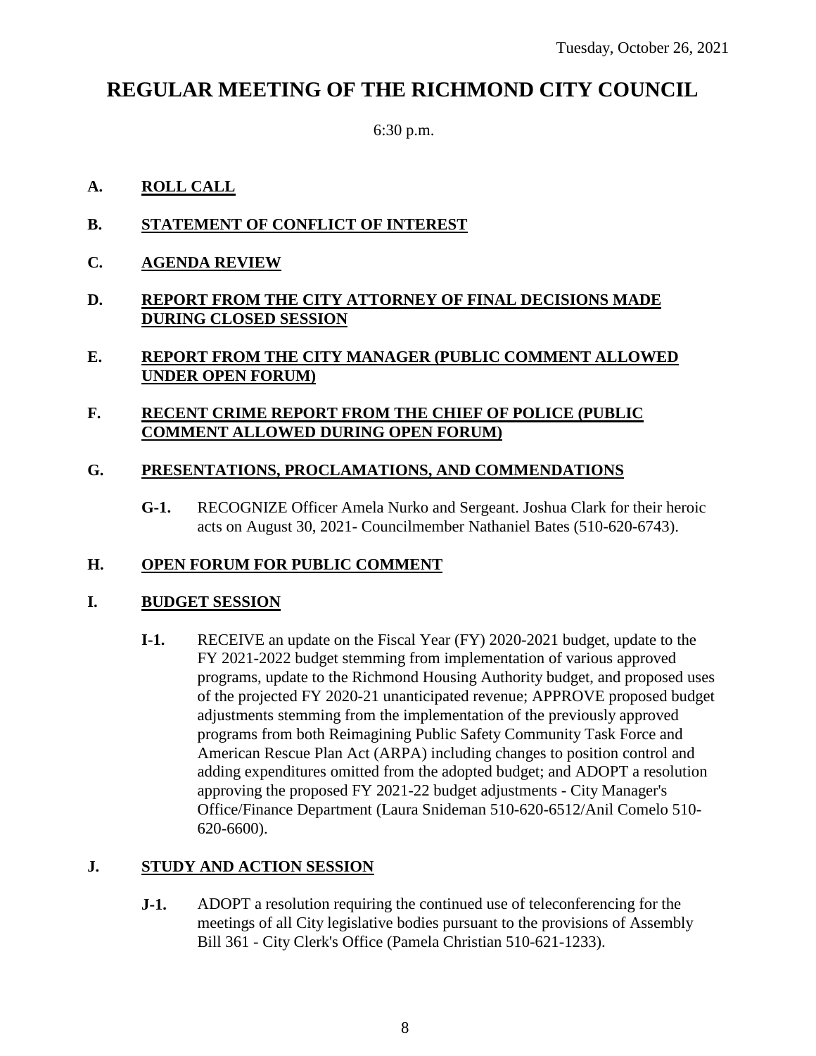Tuesday, October 26, 2021

# REGULAR MEETING OF THE RICHMOND CITY COUNCIL

6:30 p.m.

## A. ROLL CALL

## B. STATEMENT OF CONFLICT OF INTEREST

## C. AGENDA REVIEW

## D. REPORT FROM THE CITY ATTORNEY OF FINAL DECISIONS MADE DURING CLOSED SESSION

## E. REPORT FROM THE CITY MANAGER (PUBLIC COMMENT ALLOWED UNDER OPEN FORUM)

## F. RECENT CRIME REPORT FROM THE CHIEF OF POLICE (PUBLIC COMMENT ALLOWED DURING OPEN FORUM)

## G. PRESENTATIONS, PROCLAMATIONS, AND COMMENDATIONS

**G-1.** RECOGNIZE Officer Amela Nurko and Sergeant. Joshua Clark for their heroic acts on August 30, 2021- Councilmember Nathaniel Bates (510-620-6743).

## H. OPEN FORUM FOR PUBLIC COMMENT

## I. BUDGET SESSION

**I-1.** RECEIVE an update on the Fiscal Year (FY) 2020-2021 budget, update to the FY 2021-2022 budget stemming from implementation of various approved programs, update to the Richmond Housing Authority budget, and proposed uses of the projected FY 2020-21 unanticipated revenue; APPROVE proposed budget adjustments stemming from the implementation of the previously approved programs from both Reimagining Public Safety Community Task Force and American Rescue Plan Act (ARPA) including changes to position control and adding expenditures omitted from the adopted budget; and ADOPT a resolution approving the proposed FY 2021-22 budget adjustments - City Manager's Office/Finance Department (Laura Snideman 510-620-6512/Anil Comelo 510-620-6600).

## J. STUDY AND ACTION SESSION

**J-1.** ADOPT a resolution requiring the continued use of teleconferencing for the meetings of all City legislative bodies pursuant to the provisions of Assembly Bill 361 - City Clerk's Office (Pamela Christian 510-621-1233).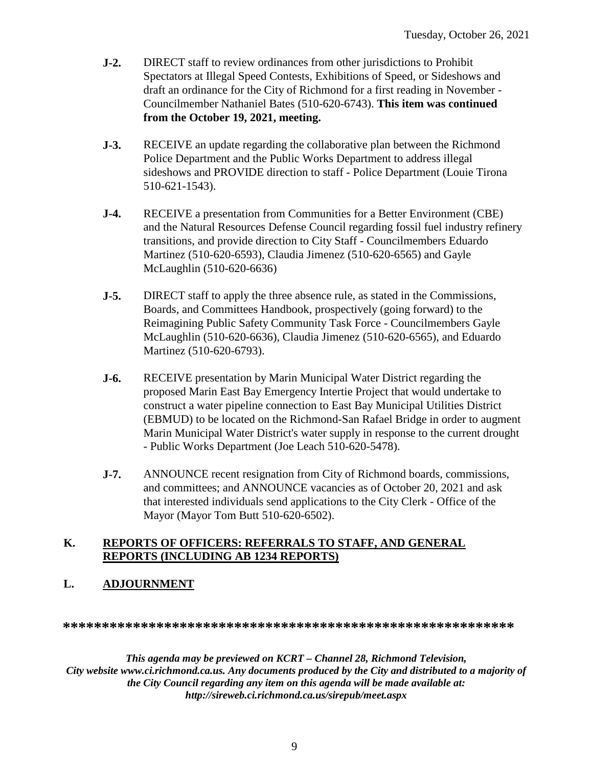- **J-2.** DIRECT staff to review ordinances from other jurisdictions to Prohibit Spectators at Illegal Speed Contests, Exhibitions of Speed, or Sideshows and draft an ordinance for the City of Richmond for a first reading in November - Councilmember Nathaniel Bates (510-620-6743). **This item was continued from the October 19, 2021, meeting.**

- **J-3.** RECEIVE an update regarding the collaborative plan between the Richmond Police Department and the Public Works Department to address illegal sideshows and PROVIDE direction to staff - Police Department (Louie Tirona 510-621-1543).

- **J-4.** RECEIVE a presentation from Communities for a Better Environment (CBE) and the Natural Resources Defense Council regarding fossil fuel industry refinery transitions, and provide direction to City Staff - Councilmembers Eduardo Martinez (510-620-6593), Claudia Jimenez (510-620-6565) and Gayle McLaughlin (510-620-6636)

- **J-5.** DIRECT staff to apply the three absence rule, as stated in the Commissions, Boards, and Committees Handbook, prospectively (going forward) to the Reimagining Public Safety Community Task Force - Councilmembers Gayle McLaughlin (510-620-6636), Claudia Jimenez (510-620-6565), and Eduardo Martinez (510-620-6793).

- **J-6.** RECEIVE presentation by Marin Municipal Water District regarding the proposed Marin East Bay Emergency Intertie Project that would undertake to construct a water pipeline connection to East Bay Municipal Utilities District (EBMUD) to be located on the Richmond-San Rafael Bridge in order to augment Marin Municipal Water District's water supply in response to the current drought - Public Works Department (Joe Leach 510-620-5478).

- **J-7.** ANNOUNCE recent resignation from City of Richmond boards, commissions, and committees; and ANNOUNCE vacancies as of October 20, 2021 and ask that interested individuals send applications to the City Clerk - Office of the Mayor (Mayor Tom Butt 510-620-6502).

## K. REPORTS OF OFFICERS: REFERRALS TO STAFF, AND GENERAL REPORTS (INCLUDING AB 1234 REPORTS)

## L. ADJOURNMENT

**********************************************************

***This agenda may be previewed on KCRT – Channel 28, Richmond Television, City website www.ci.richmond.ca.us. Any documents produced by the City and distributed to a majority of the City Council regarding any item on this agenda will be made available at: http://sireweb.ci.richmond.ca.us/sirepub/meet.aspx***